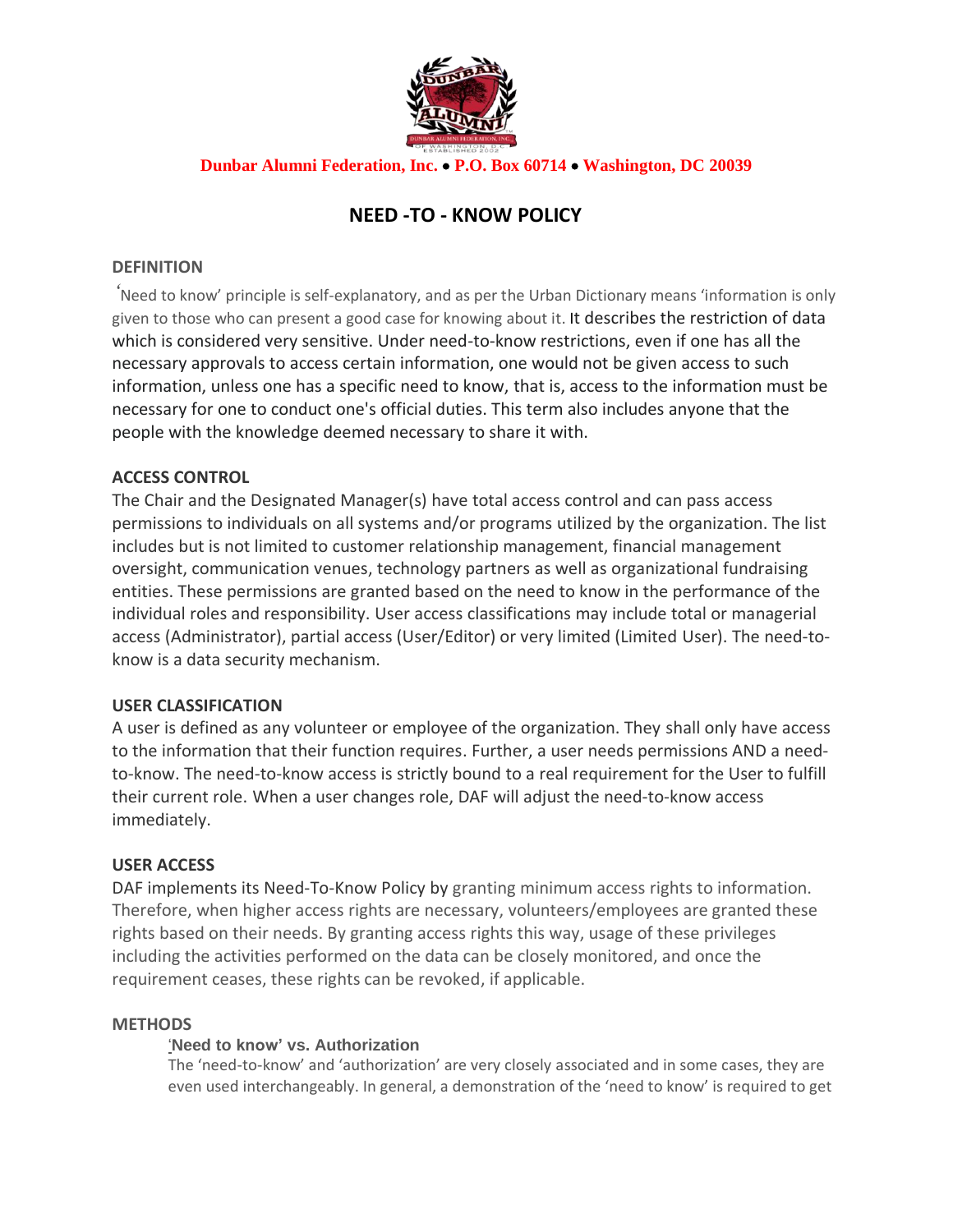**Dunbar Alumni Federation, Inc. • P.O. Box 60714 • Washington, DC 20039**

# NEED -TO - KNOW POLICY

## DEFINITION

'Need to know' principle is self-explanatory, and as per the Urban Dictionary means 'information is only given to those who can present a good case for knowing about it. It describes the restriction of data which is considered very sensitive. Under need-to-know restrictions, even if one has all the necessary approvals to access certain information, one would not be given access to such information, unless one has a specific need to know, that is, access to the information must be necessary for one to conduct one's official duties. This term also includes anyone that the people with the knowledge deemed necessary to share it with.

## ACCESS CONTROL

The Chair and the Designated Manager(s) have total access control and can pass access permissions to individuals on all systems and/or programs utilized by the organization. The list includes but is not limited to customer relationship management, financial management oversight, communication venues, technology partners as well as organizational fundraising entities. These permissions are granted based on the need to know in the performance of the individual roles and responsibility. User access classifications may include total or managerial access (Administrator), partial access (User/Editor) or very limited (Limited User). The need-to-know is a data security mechanism.

## USER CLASSIFICATION

A user is defined as any volunteer or employee of the organization. They shall only have access to the information that their function requires. Further, a user needs permissions AND a need-to-know. The need-to-know access is strictly bound to a real requirement for the User to fulfill their current role. When a user changes role, DAF will adjust the need-to-know access immediately.

## USER ACCESS

DAF implements its Need-To-Know Policy by granting minimum access rights to information. Therefore, when higher access rights are necessary, volunteers/employees are granted these rights based on their needs. By granting access rights this way, usage of these privileges including the activities performed on the data can be closely monitored, and once the requirement ceases, these rights can be revoked, if applicable.

## METHODS

### 'Need to know' vs. Authorization

The 'need-to-know' and 'authorization' are very closely associated and in some cases, they are even used interchangeably. In general, a demonstration of the 'need to know' is required to get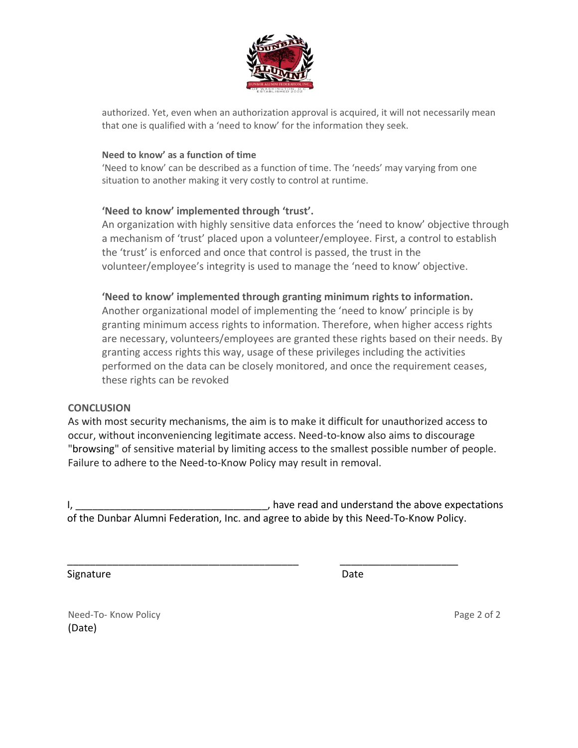authorized. Yet, even when an authorization approval is acquired, it will not necessarily mean that one is qualified with a 'need to know' for the information they seek.

**Need to know' as a function of time**

'Need to know' can be described as a function of time. The 'needs' may varying from one situation to another making it very costly to control at runtime.

**'Need to know' implemented through 'trust'.**

An organization with highly sensitive data enforces the 'need to know' objective through a mechanism of 'trust' placed upon a volunteer/employee. First, a control to establish the 'trust' is enforced and once that control is passed, the trust in the volunteer/employee's integrity is used to manage the 'need to know' objective.

**'Need to know' implemented through granting minimum rights to information.**

Another organizational model of implementing the 'need to know' principle is by granting minimum access rights to information. Therefore, when higher access rights are necessary, volunteers/employees are granted these rights based on their needs. By granting access rights this way, usage of these privileges including the activities performed on the data can be closely monitored, and once the requirement ceases, these rights can be revoked

**CONCLUSION**

As with most security mechanisms, the aim is to make it difficult for unauthorized access to occur, without inconveniencing legitimate access. Need-to-know also aims to discourage "browsing" of sensitive material by limiting access to the smallest possible number of people. Failure to adhere to the Need-to-Know Policy may result in removal.

I, _________________________________, have read and understand the above expectations of the Dunbar Alumni Federation, Inc. and agree to abide by this Need-To-Know Policy.

_________________________________________ ______________________

Signature Date

Need-To- Know Policy
(Date)